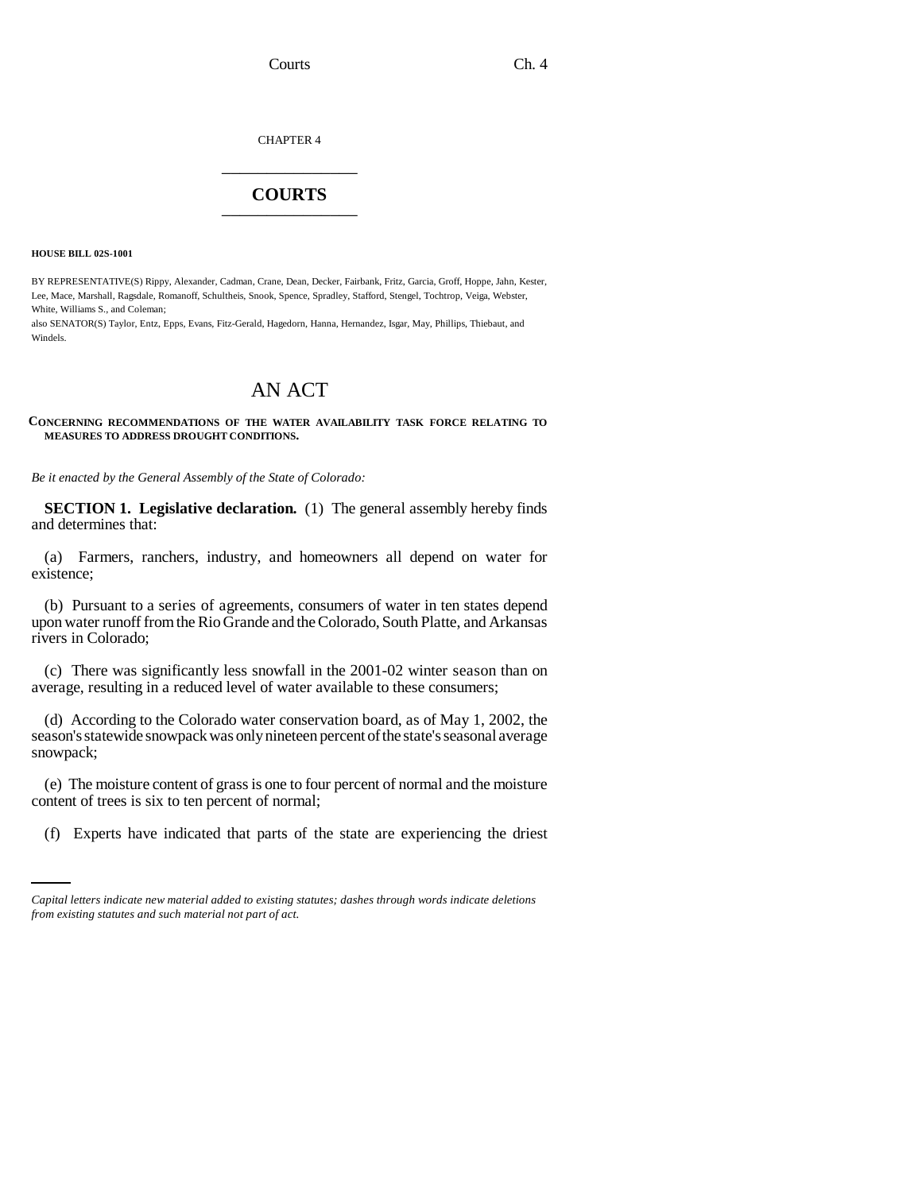CHAPTER 4

# COURTS

**HOUSE BILL 02S-1001**

BY REPRESENTATIVE(S) Rippy, Alexander, Cadman, Crane, Dean, Decker, Fairbank, Fritz, Garcia, Groff, Hoppe, Jahn, Kester, Lee, Mace, Marshall, Ragsdale, Romanoff, Schultheis, Snook, Spence, Spradley, Stafford, Stengel, Tochtrop, Veiga, Webster, White, Williams S., and Coleman;
also SENATOR(S) Taylor, Entz, Epps, Evans, Fitz-Gerald, Hagedorn, Hanna, Hernandez, Isgar, May, Phillips, Thiebaut, and Windels.

# AN ACT

**CONCERNING RECOMMENDATIONS OF THE WATER AVAILABILITY TASK FORCE RELATING TO MEASURES TO ADDRESS DROUGHT CONDITIONS.**

*Be it enacted by the General Assembly of the State of Colorado:*

**SECTION 1. Legislative declaration.** (1) The general assembly hereby finds and determines that:

(a) Farmers, ranchers, industry, and homeowners all depend on water for existence;

(b) Pursuant to a series of agreements, consumers of water in ten states depend upon water runoff from the Rio Grande and the Colorado, South Platte, and Arkansas rivers in Colorado;

(c) There was significantly less snowfall in the 2001-02 winter season than on average, resulting in a reduced level of water available to these consumers;

(d) According to the Colorado water conservation board, as of May 1, 2002, the season's statewide snowpack was only nineteen percent of the state's seasonal average snowpack;

(e) The moisture content of grass is one to four percent of normal and the moisture content of trees is six to ten percent of normal;

(f) Experts have indicated that parts of the state are experiencing the driest

*Capital letters indicate new material added to existing statutes; dashes through words indicate deletions from existing statutes and such material not part of act.*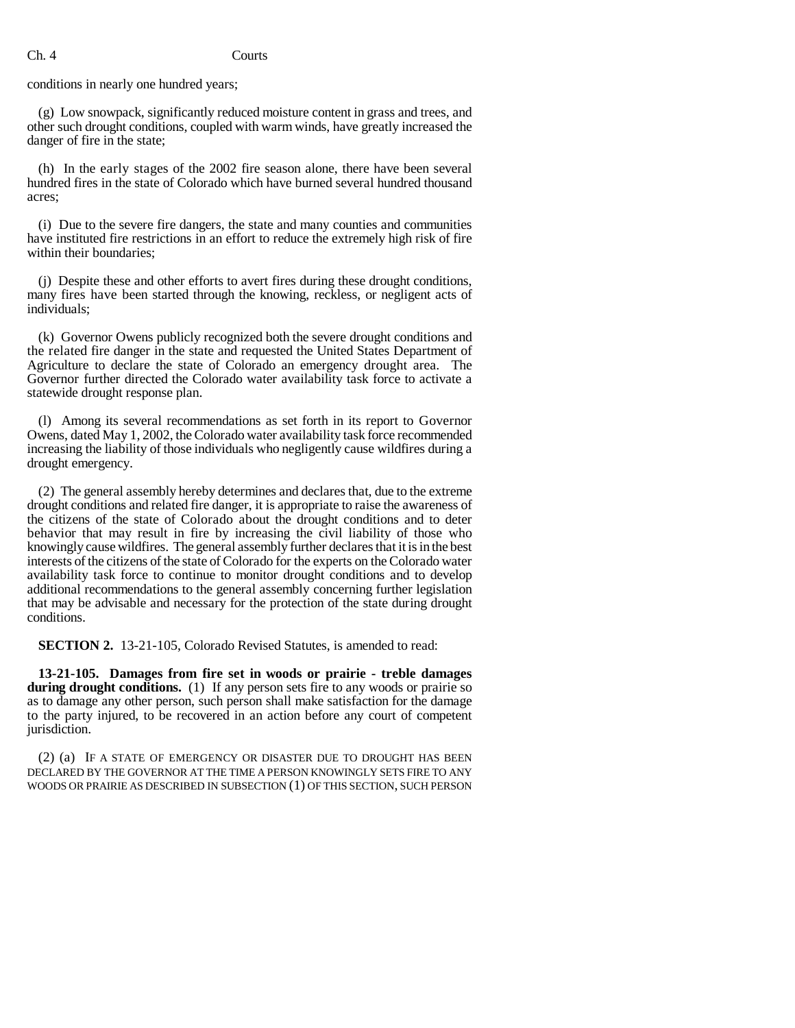conditions in nearly one hundred years;

(g) Low snowpack, significantly reduced moisture content in grass and trees, and other such drought conditions, coupled with warm winds, have greatly increased the danger of fire in the state;

(h) In the early stages of the 2002 fire season alone, there have been several hundred fires in the state of Colorado which have burned several hundred thousand acres;

(i) Due to the severe fire dangers, the state and many counties and communities have instituted fire restrictions in an effort to reduce the extremely high risk of fire within their boundaries;

(j) Despite these and other efforts to avert fires during these drought conditions, many fires have been started through the knowing, reckless, or negligent acts of individuals;

(k) Governor Owens publicly recognized both the severe drought conditions and the related fire danger in the state and requested the United States Department of Agriculture to declare the state of Colorado an emergency drought area. The Governor further directed the Colorado water availability task force to activate a statewide drought response plan.

(l) Among its several recommendations as set forth in its report to Governor Owens, dated May 1, 2002, the Colorado water availability task force recommended increasing the liability of those individuals who negligently cause wildfires during a drought emergency.

(2) The general assembly hereby determines and declares that, due to the extreme drought conditions and related fire danger, it is appropriate to raise the awareness of the citizens of the state of Colorado about the drought conditions and to deter behavior that may result in fire by increasing the civil liability of those who knowingly cause wildfires. The general assembly further declares that it is in the best interests of the citizens of the state of Colorado for the experts on the Colorado water availability task force to continue to monitor drought conditions and to develop additional recommendations to the general assembly concerning further legislation that may be advisable and necessary for the protection of the state during drought conditions.

**SECTION 2.** 13-21-105, Colorado Revised Statutes, is amended to read:

**13-21-105. Damages from fire set in woods or prairie - treble damages during drought conditions.** (1) If any person sets fire to any woods or prairie so as to damage any other person, such person shall make satisfaction for the damage to the party injured, to be recovered in an action before any court of competent jurisdiction.

(2) (a) IF A STATE OF EMERGENCY OR DISASTER DUE TO DROUGHT HAS BEEN DECLARED BY THE GOVERNOR AT THE TIME A PERSON KNOWINGLY SETS FIRE TO ANY WOODS OR PRAIRIE AS DESCRIBED IN SUBSECTION (1) OF THIS SECTION, SUCH PERSON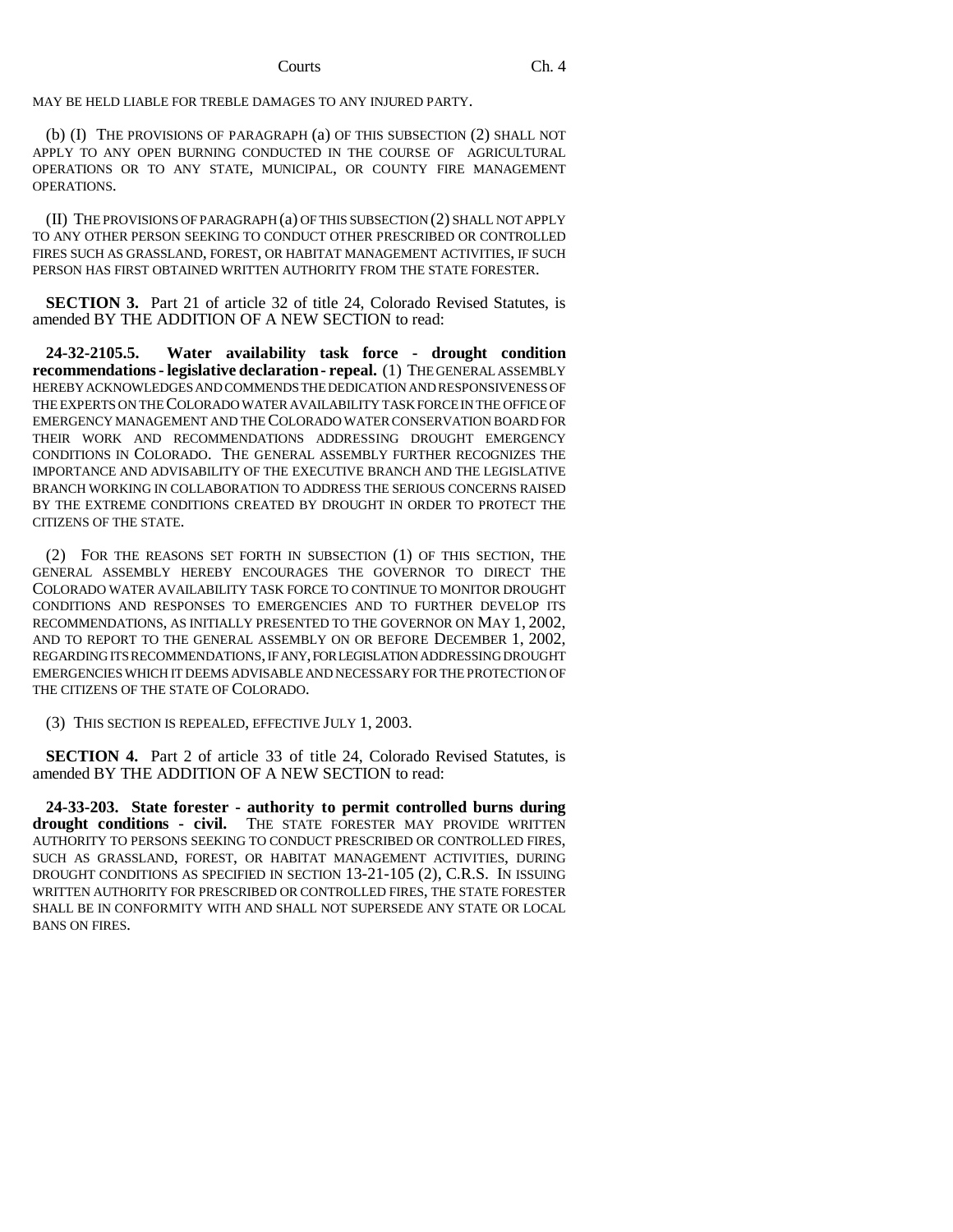MAY BE HELD LIABLE FOR TREBLE DAMAGES TO ANY INJURED PARTY.

(b) (I) THE PROVISIONS OF PARAGRAPH (a) OF THIS SUBSECTION (2) SHALL NOT APPLY TO ANY OPEN BURNING CONDUCTED IN THE COURSE OF AGRICULTURAL OPERATIONS OR TO ANY STATE, MUNICIPAL, OR COUNTY FIRE MANAGEMENT OPERATIONS.

(II) THE PROVISIONS OF PARAGRAPH (a) OF THIS SUBSECTION (2) SHALL NOT APPLY TO ANY OTHER PERSON SEEKING TO CONDUCT OTHER PRESCRIBED OR CONTROLLED FIRES SUCH AS GRASSLAND, FOREST, OR HABITAT MANAGEMENT ACTIVITIES, IF SUCH PERSON HAS FIRST OBTAINED WRITTEN AUTHORITY FROM THE STATE FORESTER.

**SECTION 3.** Part 21 of article 32 of title 24, Colorado Revised Statutes, is amended BY THE ADDITION OF A NEW SECTION to read:

**24-32-2105.5. Water availability task force - drought condition recommendations - legislative declaration - repeal.** (1) THE GENERAL ASSEMBLY HEREBY ACKNOWLEDGES AND COMMENDS THE DEDICATION AND RESPONSIVENESS OF THE EXPERTS ON THE COLORADO WATER AVAILABILITY TASK FORCE IN THE OFFICE OF EMERGENCY MANAGEMENT AND THE COLORADO WATER CONSERVATION BOARD FOR THEIR WORK AND RECOMMENDATIONS ADDRESSING DROUGHT EMERGENCY CONDITIONS IN COLORADO. THE GENERAL ASSEMBLY FURTHER RECOGNIZES THE IMPORTANCE AND ADVISABILITY OF THE EXECUTIVE BRANCH AND THE LEGISLATIVE BRANCH WORKING IN COLLABORATION TO ADDRESS THE SERIOUS CONCERNS RAISED BY THE EXTREME CONDITIONS CREATED BY DROUGHT IN ORDER TO PROTECT THE CITIZENS OF THE STATE.

(2) FOR THE REASONS SET FORTH IN SUBSECTION (1) OF THIS SECTION, THE GENERAL ASSEMBLY HEREBY ENCOURAGES THE GOVERNOR TO DIRECT THE COLORADO WATER AVAILABILITY TASK FORCE TO CONTINUE TO MONITOR DROUGHT CONDITIONS AND RESPONSES TO EMERGENCIES AND TO FURTHER DEVELOP ITS RECOMMENDATIONS, AS INITIALLY PRESENTED TO THE GOVERNOR ON MAY 1, 2002, AND TO REPORT TO THE GENERAL ASSEMBLY ON OR BEFORE DECEMBER 1, 2002, REGARDING ITS RECOMMENDATIONS, IF ANY, FOR LEGISLATION ADDRESSING DROUGHT EMERGENCIES WHICH IT DEEMS ADVISABLE AND NECESSARY FOR THE PROTECTION OF THE CITIZENS OF THE STATE OF COLORADO.

(3) THIS SECTION IS REPEALED, EFFECTIVE JULY 1, 2003.

**SECTION 4.** Part 2 of article 33 of title 24, Colorado Revised Statutes, is amended BY THE ADDITION OF A NEW SECTION to read:

**24-33-203. State forester - authority to permit controlled burns during drought conditions - civil.** THE STATE FORESTER MAY PROVIDE WRITTEN AUTHORITY TO PERSONS SEEKING TO CONDUCT PRESCRIBED OR CONTROLLED FIRES, SUCH AS GRASSLAND, FOREST, OR HABITAT MANAGEMENT ACTIVITIES, DURING DROUGHT CONDITIONS AS SPECIFIED IN SECTION 13-21-105 (2), C.R.S. IN ISSUING WRITTEN AUTHORITY FOR PRESCRIBED OR CONTROLLED FIRES, THE STATE FORESTER SHALL BE IN CONFORMITY WITH AND SHALL NOT SUPERSEDE ANY STATE OR LOCAL BANS ON FIRES.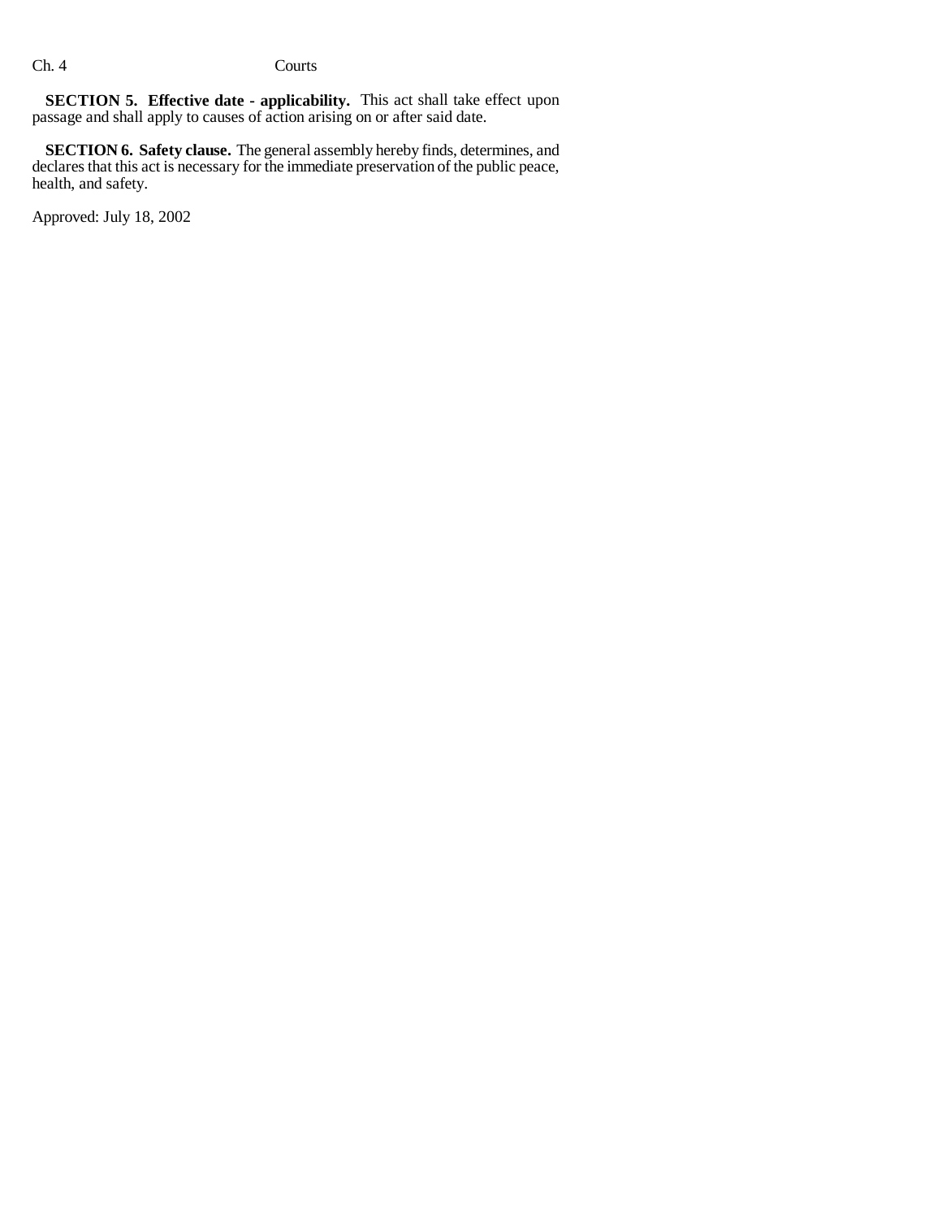**SECTION 5. Effective date - applicability.** This act shall take effect upon passage and shall apply to causes of action arising on or after said date.

**SECTION 6. Safety clause.** The general assembly hereby finds, determines, and declares that this act is necessary for the immediate preservation of the public peace, health, and safety.

Approved: July 18, 2002